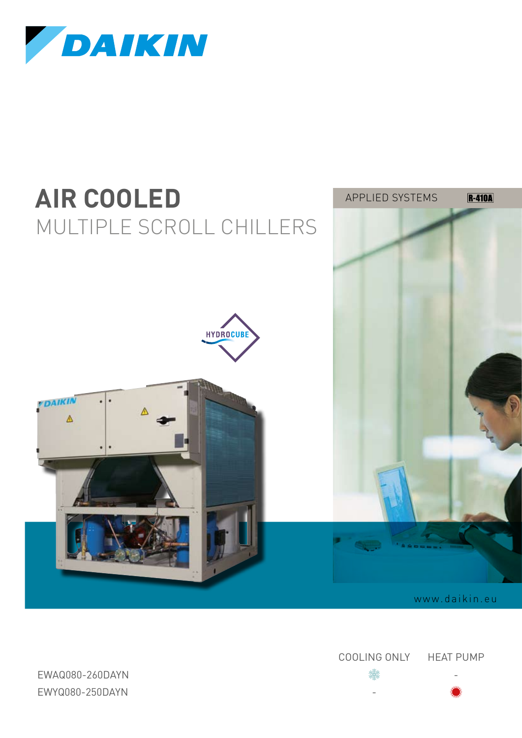DAIKIN

APPLIED SYSTEMS R-410A

# AIR COOLED
## MULTIPLE SCROLL CHILLERS

HYDROCUBE

www.daikin.eu

| | COOLING ONLY | HEAT PUMP |
|---|---|---|
| EWAQ080-260DAYN | ❄ | - |
| EWYQ080-250DAYN | - | ☀ |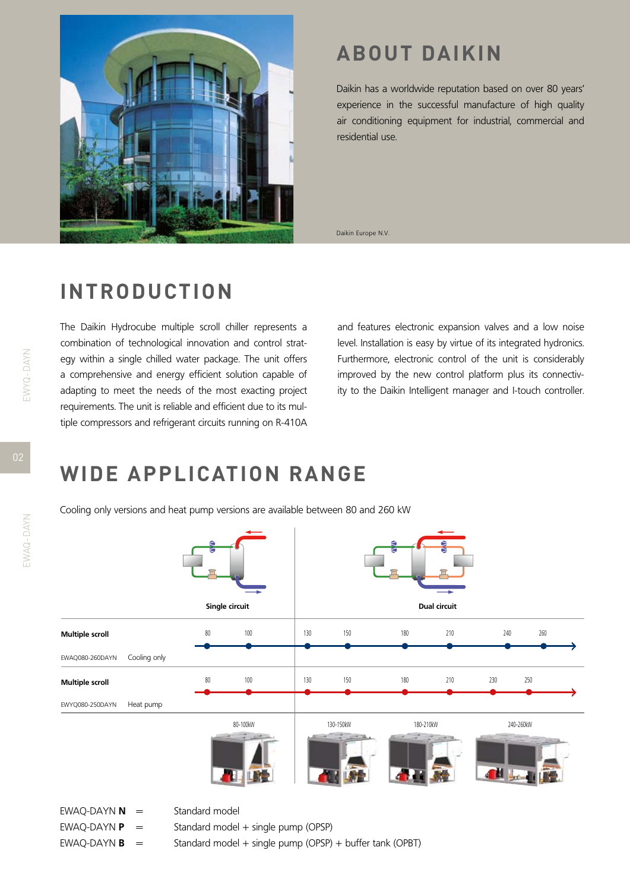# ABOUT DAIKIN

Daikin has a worldwide reputation based on over 80 years' experience in the successful manufacture of high quality air conditioning equipment for industrial, commercial and residential use.

Daikin Europe N.V.

# INTRODUCTION

The Daikin Hydrocube multiple scroll chiller represents a combination of technological innovation and control strategy within a single chilled water package. The unit offers a comprehensive and energy efficient solution capable of adapting to meet the needs of the most exacting project requirements. The unit is reliable and efficient due to its multiple compressors and refrigerant circuits running on R-410A and features electronic expansion valves and a low noise level. Installation is easy by virtue of its integrated hydronics. Furthermore, electronic control of the unit is considerably improved by the new control platform plus its connectivity to the Daikin Intelligent manager and I-touch controller.

# WIDE APPLICATION RANGE

Cooling only versions and heat pump versions are available between 80 and 260 kW

| | | Single circuit | | Dual circuit | | | | | |
|---|---|---|---|---|---|---|---|---|---|
| Multiple scroll | | 80 | 100 | 130 | 150 | 180 | 210 | 240 | 260 |
| EWAQ080-260DAYN | Cooling only | | | | | | | | |
| Multiple scroll | | 80 | 100 | 130 | 150 | 180 | 210 | 230 | 250 |
| EWYQ080-250DAYN | Heat pump | | | | | | | | |
| | | 80-100kW | | 130-150kW | | 180-210kW | | 240-260kW | |

EWAQ-DAYN **N** = Standard model

EWAQ-DAYN **P** = Standard model + single pump (OPSP)

EWAQ-DAYN **B** = Standard model + single pump (OPSP) + buffer tank (OPBT)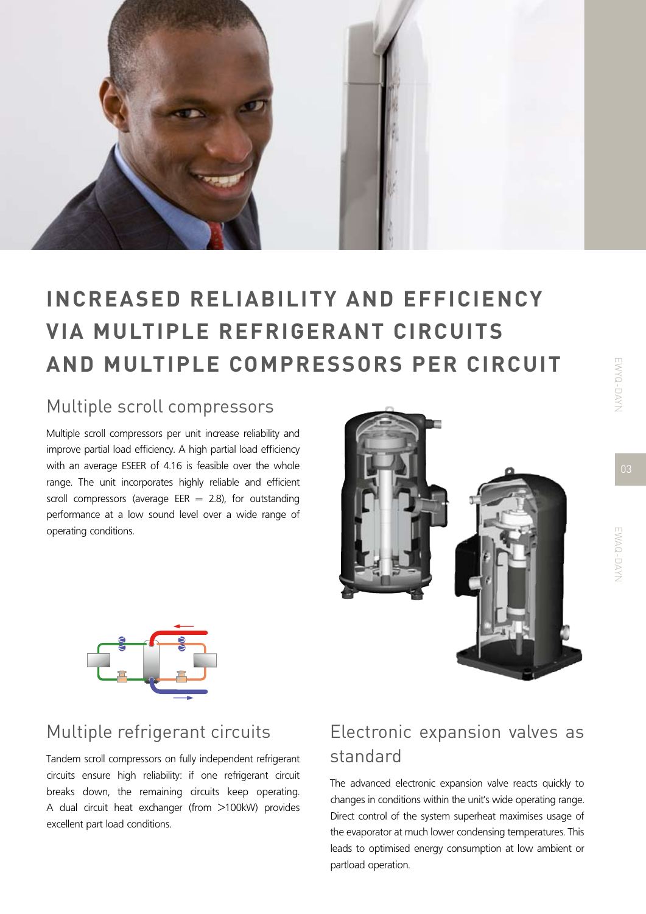# INCREASED RELIABILITY AND EFFICIENCY VIA MULTIPLE REFRIGERANT CIRCUITS AND MULTIPLE COMPRESSORS PER CIRCUIT

## Multiple scroll compressors

Multiple scroll compressors per unit increase reliability and improve partial load efficiency. A high partial load efficiency with an average ESEER of 4.16 is feasible over the whole range. The unit incorporates highly reliable and efficient scroll compressors (average EER = 2.8), for outstanding performance at a low sound level over a wide range of operating conditions.

## Multiple refrigerant circuits

Tandem scroll compressors on fully independent refrigerant circuits ensure high reliability: if one refrigerant circuit breaks down, the remaining circuits keep operating. A dual circuit heat exchanger (from >100kW) provides excellent part load conditions.

## Electronic expansion valves as standard

The advanced electronic expansion valve reacts quickly to changes in conditions within the unit's wide operating range. Direct control of the system superheat maximises usage of the evaporator at much lower condensing temperatures. This leads to optimised energy consumption at low ambient or partload operation.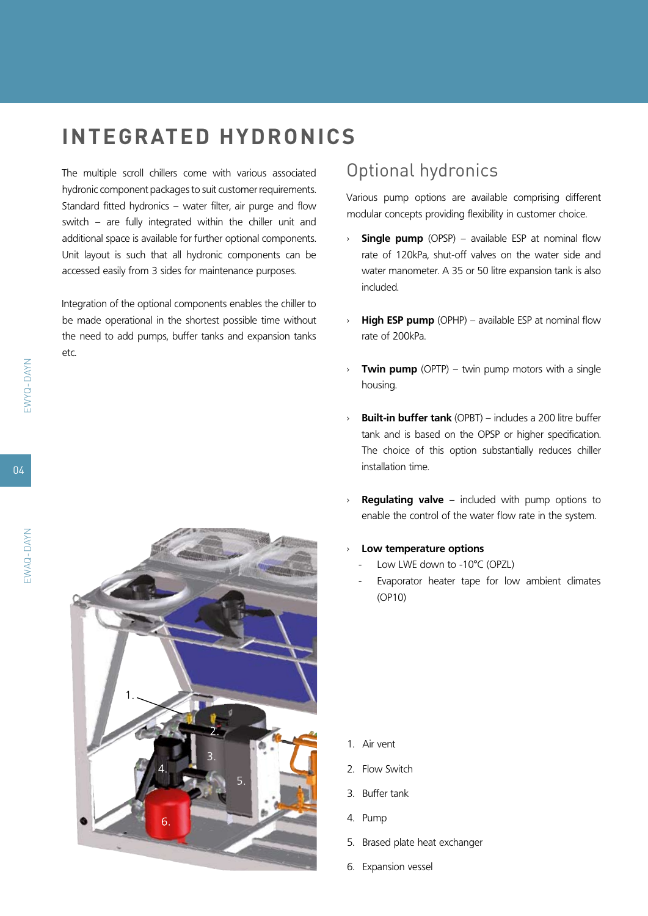# INTEGRATED HYDRONICS

The multiple scroll chillers come with various associated hydronic component packages to suit customer requirements. Standard fitted hydronics – water filter, air purge and flow switch – are fully integrated within the chiller unit and additional space is available for further optional components. Unit layout is such that all hydronic components can be accessed easily from 3 sides for maintenance purposes.

Integration of the optional components enables the chiller to be made operational in the shortest possible time without the need to add pumps, buffer tanks and expansion tanks etc.

## Optional hydronics

Various pump options are available comprising different modular concepts providing flexibility in customer choice.

- **Single pump** (OPSP) – available ESP at nominal flow rate of 120kPa, shut-off valves on the water side and water manometer. A 35 or 50 litre expansion tank is also included.
- **High ESP pump** (OPHP) – available ESP at nominal flow rate of 200kPa.
- **Twin pump** (OPTP) – twin pump motors with a single housing.
- **Built-in buffer tank** (OPBT) – includes a 200 litre buffer tank and is based on the OPSP or higher specification. The choice of this option substantially reduces chiller installation time.
- **Regulating valve** – included with pump options to enable the control of the water flow rate in the system.
- **Low temperature options**
  - Low LWE down to -10°C (OPZL)
  - Evaporator heater tape for low ambient climates (OP10)

1. Air vent
2. Flow Switch
3. Buffer tank
4. Pump
5. Brased plate heat exchanger
6. Expansion vessel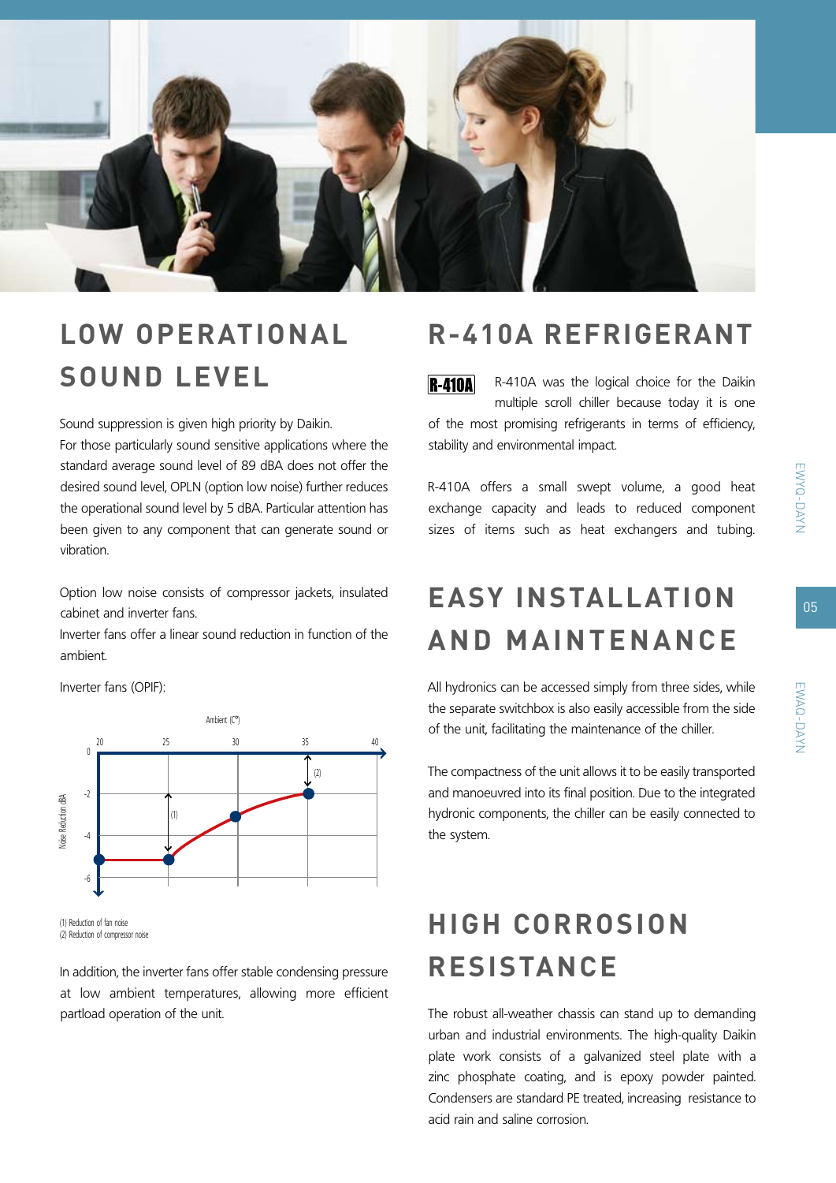## LOW OPERATIONAL SOUND LEVEL

Sound suppression is given high priority by Daikin.
For those particularly sound sensitive applications where the standard average sound level of 89 dBA does not offer the desired sound level, OPLN (option low noise) further reduces the operational sound level by 5 dBA. Particular attention has been given to any component that can generate sound or vibration.

Option low noise consists of compressor jackets, insulated cabinet and inverter fans.
Inverter fans offer a linear sound reduction in function of the ambient.

Inverter fans (OPIF):

Ambient (C°)

Noise Reduction dBA

(1) Reduction of fan noise
(2) Reduction of compressor noise

In addition, the inverter fans offer stable condensing pressure at low ambient temperatures, allowing more efficient partload operation of the unit.

## R-410A REFRIGERANT

**R-410A** R-410A was the logical choice for the Daikin multiple scroll chiller because today it is one of the most promising refrigerants in terms of efficiency, stability and environmental impact.

R-410A offers a small swept volume, a good heat exchange capacity and leads to reduced component sizes of items such as heat exchangers and tubing.

## EASY INSTALLATION AND MAINTENANCE

All hydronics can be accessed simply from three sides, while the separate switchbox is also easily accessible from the side of the unit, facilitating the maintenance of the chiller.

The compactness of the unit allows it to be easily transported and manoeuvred into its final position. Due to the integrated hydronic components, the chiller can be easily connected to the system.

## HIGH CORROSION RESISTANCE

The robust all-weather chassis can stand up to demanding urban and industrial environments. The high-quality Daikin plate work consists of a galvanized steel plate with a zinc phosphate coating, and is epoxy powder painted. Condensers are standard PE treated, increasing resistance to acid rain and saline corrosion.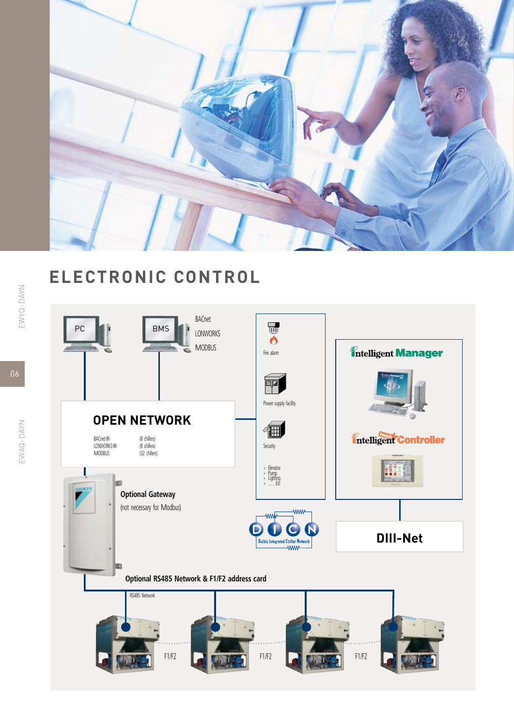# ELECTRONIC CONTROL

PC

BMS

BACnet
LONWORKS
MODBUS

Fire alarm

Power supply facility

Security

- Elevator
- Pump
- Lighting
- ... Etc

intelligent Manager

intelligent touch Controller

## OPEN NETWORK

| | |
|---|---|
| BACnet® | (8 chillers) |
| LONWORKS® | (8 chillers) |
| MODBUS | (32 chillers) |

**Optional Gateway**
(not necessary for Modbus)

DICN
Daikin Integrated Chiller Network

**DIII-Net**

**Optional RS485 Network & F1/F2 address card**

RS485 Network

F1/F2

F1/F2

F1/F2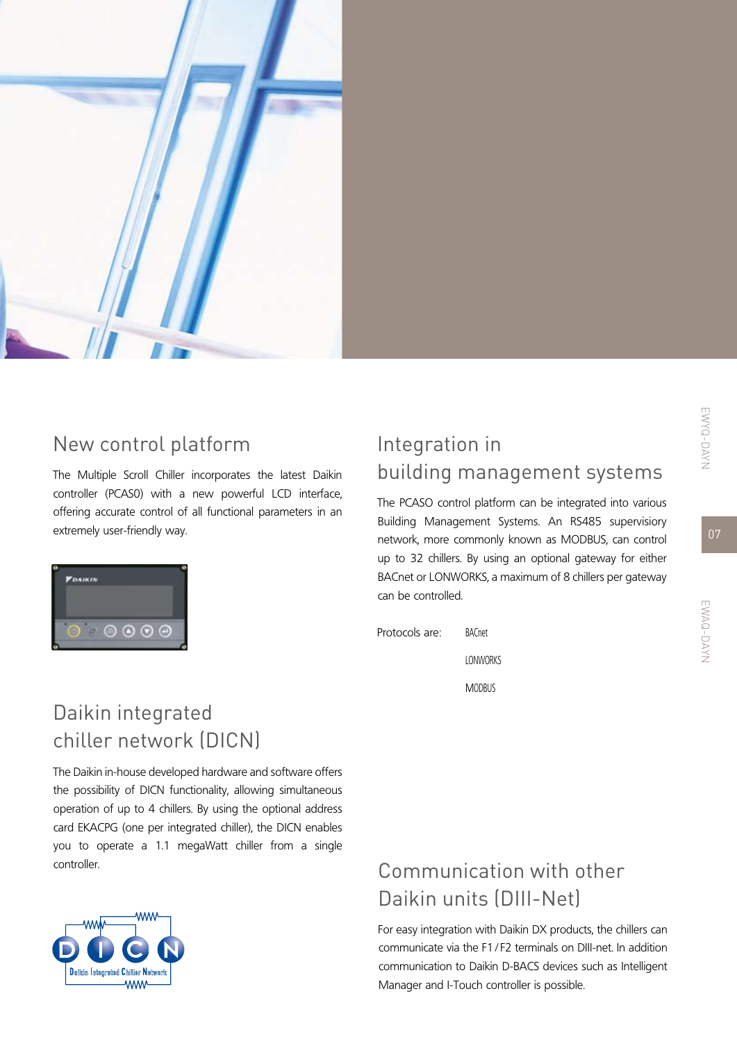## New control platform

The Multiple Scroll Chiller incorporates the latest Daikin controller (PCASO) with a new powerful LCD interface, offering accurate control of all functional parameters in an extremely user-friendly way.

## Daikin integrated chiller network (DICN)

The Daikin in-house developed hardware and software offers the possibility of DICN functionality, allowing simultaneous operation of up to 4 chillers. By using the optional address card EKACPG (one per integrated chiller), the DICN enables you to operate a 1.1 megaWatt chiller from a single controller.

## Integration in building management systems

The PCASO control platform can be integrated into various Building Management Systems. An RS485 supervisiory network, more commonly known as MODBUS, can control up to 32 chillers. By using an optional gateway for either BACnet or LONWORKS, a maximum of 8 chillers per gateway can be controlled.

Protocols are:

- BACnet
- LONWORKS
- MODBUS

## Communication with other Daikin units (DIII-Net)

For easy integration with Daikin DX products, the chillers can communicate via the F1/F2 terminals on DIII-net. In addition communication to Daikin D-BACS devices such as Intelligent Manager and I-Touch controller is possible.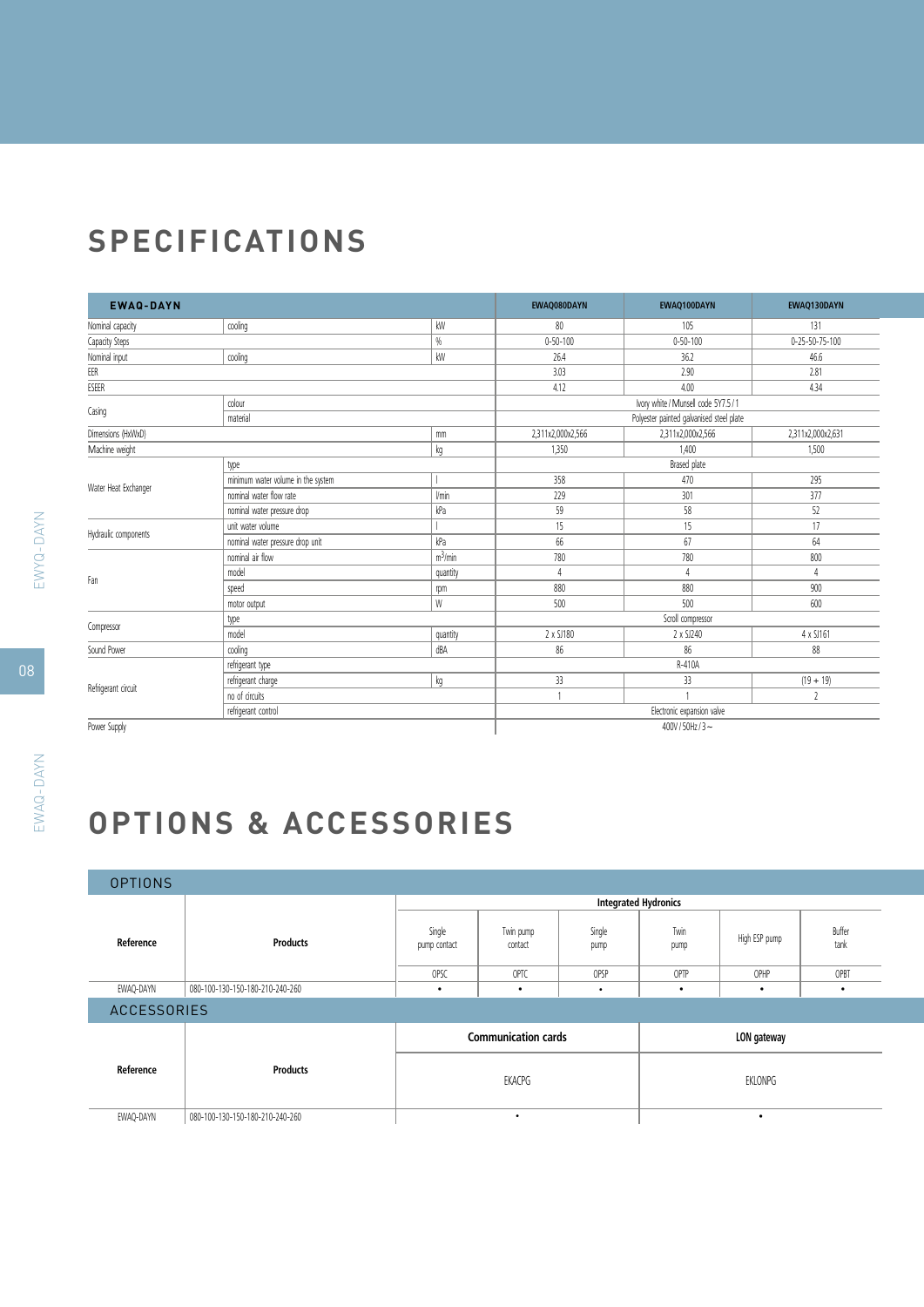## SPECIFICATIONS

| EWAQ-DAYN | | | EWAQ080DAYN | EWAQ100DAYN | EWAQ130DAYN |
|---|---|---|---|---|---|
| Nominal capacity | cooling | kW | 80 | 105 | 131 |
| Capacity Steps | | % | 0-50-100 | 0-50-100 | 0-25-50-75-100 |
| Nominal input | cooling | kW | 26.4 | 36.2 | 46.6 |
| EER | | | 3.03 | 2.90 | 2.81 |
| ESEER | | | 4.12 | 4.00 | 4.34 |
| Casing | colour | | Ivory white / Munsell code 5Y7.5 / 1 | | |
| | material | | Polyester painted galvanised steel plate | | |
| Dimensions (HxWxD) | | mm | 2,311x2,000x2,566 | 2,311x2,000x2,566 | 2,311x2,000x2,631 |
| Machine weight | | kg | 1,350 | 1,400 | 1,500 |
| Water Heat Exchanger | type | | Brased plate | | |
| | minimum water volume in the system | l | 358 | 470 | 295 |
| | nominal water flow rate | l/min | 229 | 301 | 377 |
| | nominal water pressure drop | kPa | 59 | 58 | 52 |
| Hydraulic components | unit water volume | l | 15 | 15 | 17 |
| | nominal water pressure drop unit | kPa | 66 | 67 | 64 |
| Fan | nominal air flow | $m^3$/min | 780 | 780 | 800 |
| | model | quantity | 4 | 4 | 4 |
| | speed | rpm | 880 | 880 | 900 |
| | motor output | W | 500 | 500 | 600 |
| Compressor | type | | Scroll compressor | | |
| | model | quantity | 2 x SJ180 | 2 x SJ240 | 4 x SJ161 |
| Sound Power | cooling | dBA | 86 | 86 | 88 |
| Refrigerant circuit | refrigerant type | | R-410A | | |
| | refrigerant charge | kg | 33 | 33 | (19 + 19) |
| | no of circuits | | 1 | 1 | 2 |
| | refrigerant control | | Electronic expansion valve | | |
| Power Supply | | | 400V / 50Hz / 3 ~ | | |

## OPTIONS & ACCESSORIES

### OPTIONS

| Reference | Products | Integrated Hydronics | | | | | |
|---|---|---|---|---|---|---|---|
| | | Single pump contact | Twin pump contact | Single pump | Twin pump | High ESP pump | Buffer tank |
| | | OPSC | OPTC | OPSP | OPTP | OPHP | OPBT |
| EWAQ-DAYN | 080-100-130-150-180-210-240-260 | • | • | • | • | • | • |

### ACCESSORIES

| Reference | Products | Communication cards | LON gateway |
|---|---|---|---|
| | | EKACPG | EKLONPG |
| EWAQ-DAYN | 080-100-130-150-180-210-240-260 | • | • |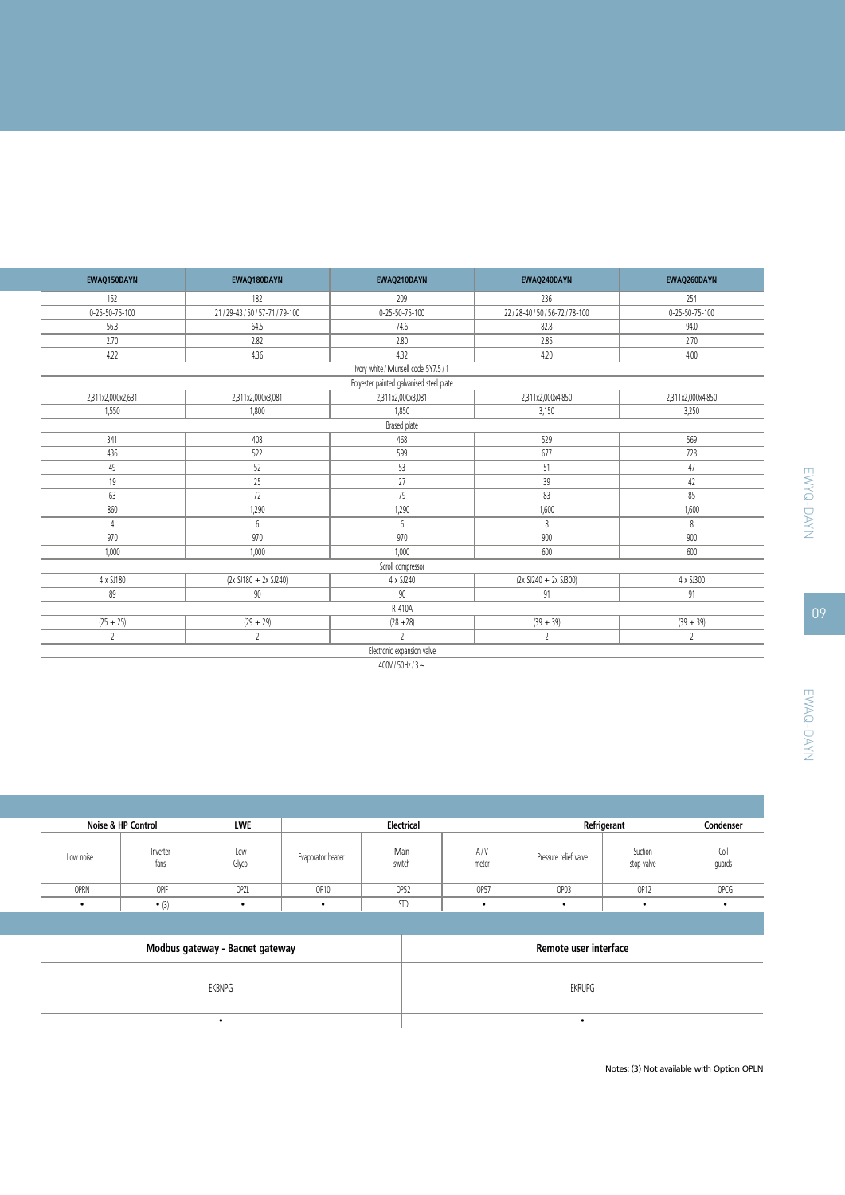| EWAQ150DAYN | EWAQ180DAYN | EWAQ210DAYN | EWAQ240DAYN | EWAQ260DAYN |
|---|---|---|---|---|
| 152 | 182 | 209 | 236 | 254 |
| 0-25-50-75-100 | 21 / 29-43 / 50 / 57-71 / 79-100 | 0-25-50-75-100 | 22 / 28-40 / 50 / 56-72 / 78-100 | 0-25-50-75-100 |
| 56.3 | 64.5 | 74.6 | 82.8 | 94.0 |
| 2.70 | 2.82 | 2.80 | 2.85 | 2.70 |
| 4.22 | 4.36 | 4.32 | 4.20 | 4.00 |
| Ivory white / Munsell code 5Y7.5 / 1 | | | | |
| Polyester painted galvanised steel plate | | | | |
| 2,311x2,000x2,631 | 2,311x2,000x3,081 | 2,311x2,000x3,081 | 2,311x2,000x4,850 | 2,311x2,000x4,850 |
| 1,550 | 1,800 | 1,850 | 3,150 | 3,250 |
| Brased plate | | | | |
| 341 | 408 | 468 | 529 | 569 |
| 436 | 522 | 599 | 677 | 728 |
| 49 | 52 | 53 | 51 | 47 |
| 19 | 25 | 27 | 39 | 42 |
| 63 | 72 | 79 | 83 | 85 |
| 860 | 1,290 | 1,290 | 1,600 | 1,600 |
| 4 | 6 | 6 | 8 | 8 |
| 970 | 970 | 970 | 900 | 900 |
| 1,000 | 1,000 | 1,000 | 600 | 600 |
| Scroll compressor | | | | |
| 4 x SJ180 | (2x SJ180 + 2x SJ240) | 4 x SJ240 | (2x SJ240 + 2x SJ300) | 4 x SJ300 |
| 89 | 90 | 90 | 91 | 91 |
| R-410A | | | | |
| (25 + 25) | (29 + 29) | (28 +28) | (39 + 39) | (39 + 39) |
| 2 | 2 | 2 | 2 | 2 |
| Electronic expansion valve | | | | |
| 400V / 50Hz / 3 ~ | | | | |

| Noise & HP Control | | LWE | Electrical | | | Refrigerant | | Condenser |
|---|---|---|---|---|---|---|---|---|
| Low noise | Inverter fans | Low Glycol | Evaporator heater | Main switch | A / V meter | Pressure relief valve | Suction stop valve | Coil guards |
| OPRN | OPIF | OPZL | OP10 | OP52 | OP57 | OP03 | OP12 | OPCG |
| • | • (3) | • | • | STD | • | • | • | • |

| Modbus gateway - Bacnet gateway | Remote user interface |
|---|---|
| EKBNPG | EKRUPG |
| • | • |

Notes: (3) Not available with Option OPLN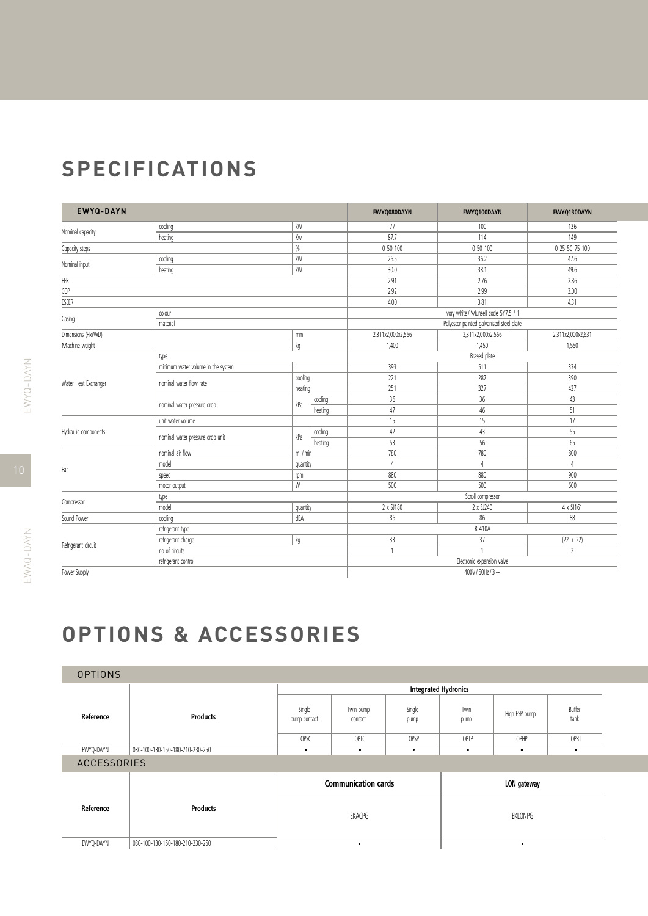# SPECIFICATIONS

| EWYQ-DAYN | | | | EWYQ080DAYN | EWYQ100DAYN | EWYQ130DAYN |
|---|---|---|---|---|---|---|
| Nominal capacity | cooling | kW | | 77 | 100 | 136 |
| | heating | Kw | | 87.7 | 114 | 149 |
| Capacity steps | | % | | 0-50-100 | 0-50-100 | 0-25-50-75-100 |
| Nominal input | cooling | kW | | 26.5 | 36.2 | 47.6 |
| | heating | kW | | 30.0 | 38.1 | 49.6 |
| EER | | | | 2.91 | 2.76 | 2.86 |
| COP | | | | 2.92 | 2.99 | 3.00 |
| ESEER | | | | 4.00 | 3.81 | 4.31 |
| Casing | colour | | | Ivory white / Munsell code 5Y7.5 / 1 | | |
| | material | | | Polyester painted galvanised steel plate | | |
| Dimensions (HxWxD) | | mm | | 2,311x2,000x2,566 | 2,311x2,000x2,566 | 2,311x2,000x2,631 |
| Machine weight | | kg | | 1,400 | 1,450 | 1,550 |
| Water Heat Exchanger | type | | | Brased plate | | |
| | minimum water volume in the system | l | | 393 | 511 | 334 |
| | nominal water flow rate | cooling | | 221 | 287 | 390 |
| | | heating | | 251 | 327 | 427 |
| | nominal water pressure drop | kPa | cooling | 36 | 36 | 43 |
| | | | heating | 47 | 46 | 51 |
| Hydraulic components | unit water volume | l | | 15 | 15 | 17 |
| | nominal water pressure drop unit | kPa | cooling | 42 | 43 | 55 |
| | | | heating | 53 | 56 | 65 |
| Fan | nominal air flow | m /min | | 780 | 780 | 800 |
| | model | quantity | | 4 | 4 | 4 |
| | speed | rpm | | 880 | 880 | 900 |
| | motor output | W | | 500 | 500 | 600 |
| Compressor | type | | | Scroll compressor | | |
| | model | quantity | | 2 x SJ180 | 2 x SJ240 | 4 x SJ161 |
| Sound Power | cooling | dBA | | 86 | 86 | 88 |
| Refrigerant circuit | refrigerant type | | | R-410A | | |
| | refrigerant charge | kg | | 33 | 37 | (22 + 22) |
| | no of circuits | | | 1 | 1 | 2 |
| | refrigerant control | | | Electronic expansion valve | | |
| Power Supply | | | | 400V / 50Hz / 3 ~ | | |

# OPTIONS & ACCESSORIES

## OPTIONS

| Reference | Products | Integrated Hydronics | | | | | |
|---|---|---|---|---|---|---|---|
| | | Single pump contact | Twin pump contact | Single pump | Twin pump | High ESP pump | Buffer tank |
| | | OPSC | OPTC | OPSP | OPTP | OPHP | OPBT |
| EWYQ-DAYN | 080-100-130-150-180-210-230-250 | • | • | • | • | • | • |

## ACCESSORIES

| Reference | Products | Communication cards | LON gateway |
|---|---|---|---|
| | | EKACPG | EKLONPG |
| EWYQ-DAYN | 080-100-130-150-180-210-230-250 | • | • |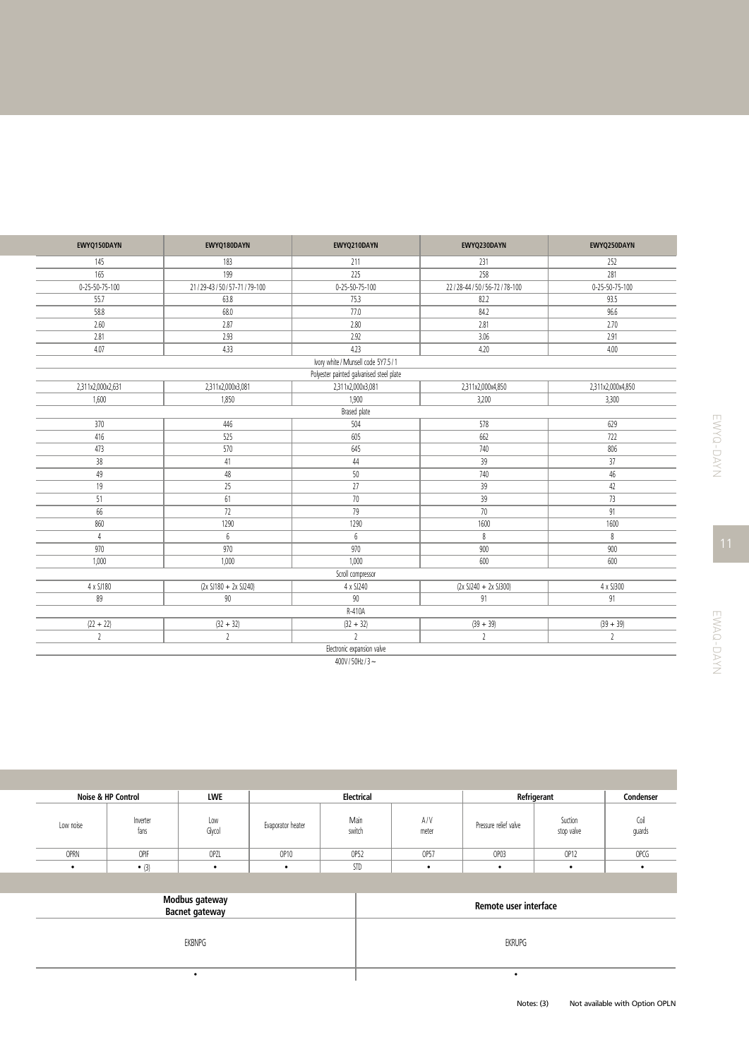| EWYQ150DAYN | EWYQ180DAYN | EWYQ210DAYN | EWYQ230DAYN | EWYQ250DAYN |
|---|---|---|---|---|
| 145 | 183 | 211 | 231 | 252 |
| 165 | 199 | 225 | 258 | 281 |
| 0-25-50-75-100 | 21 / 29-43 / 50 / 57-71 / 79-100 | 0-25-50-75-100 | 22 / 28-44 / 50 / 56-72 / 78-100 | 0-25-50-75-100 |
| 55.7 | 63.8 | 75.3 | 82.2 | 93.5 |
| 58.8 | 68.0 | 77.0 | 84.2 | 96.6 |
| 2.60 | 2.87 | 2.80 | 2.81 | 2.70 |
| 2.81 | 2.93 | 2.92 | 3.06 | 2.91 |
| 4.07 | 4.33 | 4.23 | 4.20 | 4.00 |
| Ivory white / Munsell code 5Y7.5 / 1 | | | | |
| Polyester painted galvanised steel plate | | | | |
| 2,311x2,000x2,631 | 2,311x2,000x3,081 | 2,311x2,000x3,081 | 2,311x2,000x4,850 | 2,311x2,000x4,850 |
| 1,600 | 1,850 | 1,900 | 3,200 | 3,300 |
| Brased plate | | | | |
| 370 | 446 | 504 | 578 | 629 |
| 416 | 525 | 605 | 662 | 722 |
| 473 | 570 | 645 | 740 | 806 |
| 38 | 41 | 44 | 39 | 37 |
| 49 | 48 | 50 | 740 | 46 |
| 19 | 25 | 27 | 39 | 42 |
| 51 | 61 | 70 | 39 | 73 |
| 66 | 72 | 79 | 70 | 91 |
| 860 | 1290 | 1290 | 1600 | 1600 |
| 4 | 6 | 6 | 8 | 8 |
| 970 | 970 | 970 | 900 | 900 |
| 1,000 | 1,000 | 1,000 | 600 | 600 |
| Scroll compressor | | | | |
| 4 x SJ180 | (2x SJ180 + 2x SJ240) | 4 x SJ240 | (2x SJ240 + 2x SJ300) | 4 x SJ300 |
| 89 | 90 | 90 | 91 | 91 |
| R-410A | | | | |
| (22 + 22) | (32 + 32) | (32 + 32) | (39 + 39) | (39 + 39) |
| 2 | 2 | 2 | 2 | 2 |
| Electronic expansion valve | | | | |
| 400V / 50Hz / 3 ~ | | | | |

| Noise & HP Control | | LWE | Electrical | | | Refrigerant | | Condenser |
|---|---|---|---|---|---|---|---|---|
| Low noise | Inverter fans | Low Glycol | Evaporator heater | Main switch | A / V meter | Pressure relief valve | Suction stop valve | Coil guards |
| OPRN | OPIF | OPZL | OP10 | OP52 | OP57 | OP03 | OP12 | OPCG |
| • | • (3) | • | • | STD | • | • | • | • |

| Modbus gateway Bacnet gateway | Remote user interface |
|---|---|
| EKBNPG | EKRUPG |
| • | • |

Notes: (3) Not available with Option OPLN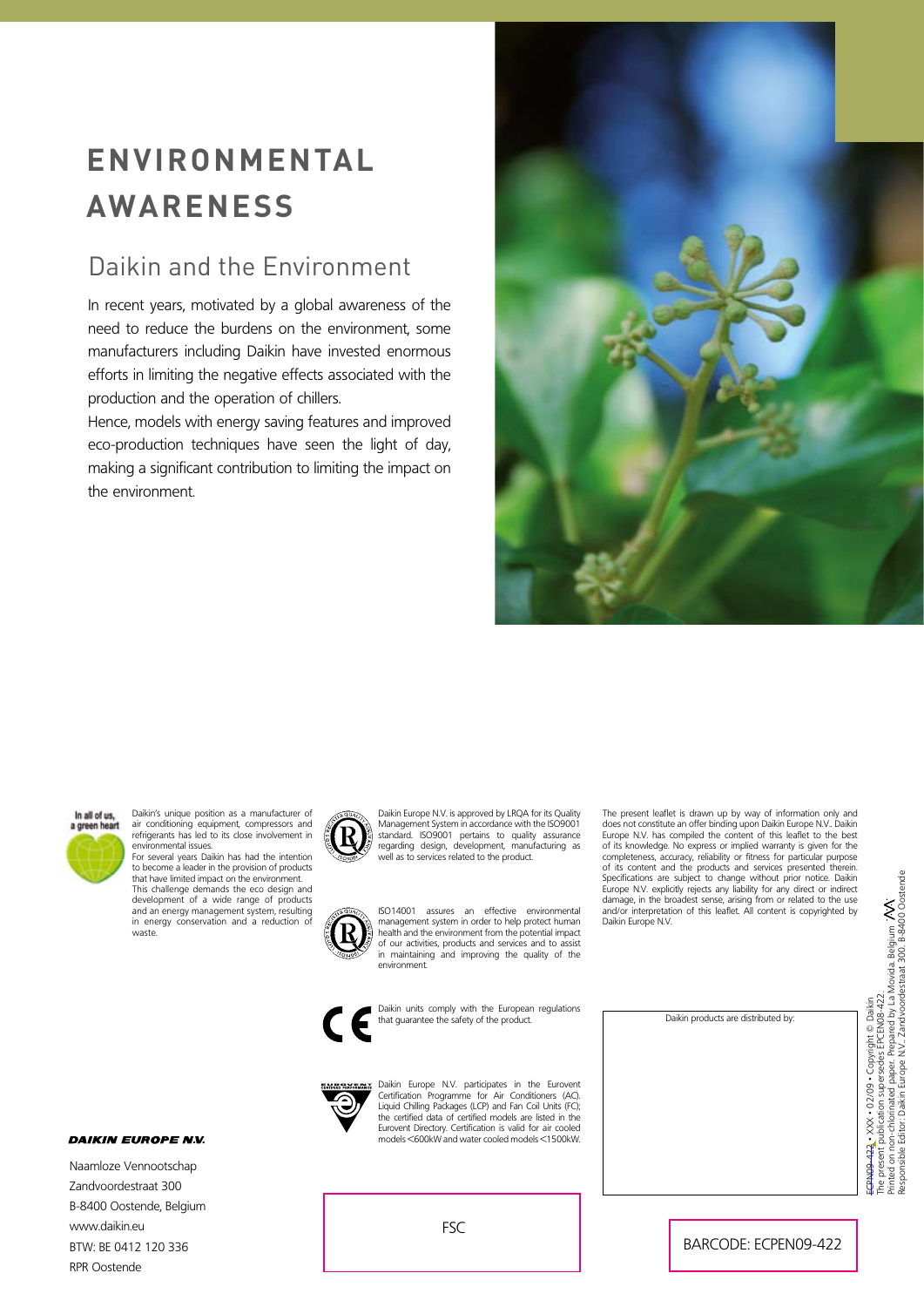# ENVIRONMENTAL AWARENESS

## Daikin and the Environment

In recent years, motivated by a global awareness of the need to reduce the burdens on the environment, some manufacturers including Daikin have invested enormous efforts in limiting the negative effects associated with the production and the operation of chillers.

Hence, models with energy saving features and improved eco-production techniques have seen the light of day, making a significant contribution to limiting the impact on the environment.

In all of us, a green heart

Daikin's unique position as a manufacturer of air conditioning equipment, compressors and refrigerants has led to its close involvement in environmental issues.

For several years Daikin has had the intention to become a leader in the provision of products that have limited impact on the environment.

This challenge demands the eco design and development of a wide range of products and an energy management system, resulting in energy conservation and a reduction of waste.

Daikin Europe N.V. is approved by LRQA for its Quality Management System in accordance with the ISO9001 standard. ISO9001 pertains to quality assurance regarding design, development, manufacturing as well as to services related to the product.

ISO14001 assures an effective environmental management system in order to help protect human health and the environment from the potential impact of our activities, products and services and to assist in maintaining and improving the quality of the environment.

Daikin units comply with the European regulations that guarantee the safety of the product.

Daikin Europe N.V. participates in the Eurovent Certification Programme for Air Conditioners (AC), Liquid Chilling Packages (LCP) and Fan Coil Units (FC); the certified data of certified models are listed in the Eurovent Directory. Certification is valid for air cooled models <600kW and water cooled models <1500kW.

The present leaflet is drawn up by way of information only and does not constitute an offer binding upon Daikin Europe N.V.. Daikin Europe N.V. has compiled the content of this leaflet to the best of its knowledge. No express or implied warranty is given for the completeness, accuracy, reliability or fitness for particular purpose of its content and the products and services presented therein. Specifications are subject to change without prior notice. Daikin Europe N.V. explicitly rejects any liability for any direct or indirect damage, in the broadest sense, arising from or related to the use and/or interpretation of this leaflet. All content is copyrighted by Daikin Europe N.V.

Daikin products are distributed by:

**DAIKIN EUROPE N.V.**

Naamloze Vennootschap
Zandvoordestraat 300
B-8400 Oostende, Belgium
www.daikin.eu
BTW: BE 0412 120 336
RPR Oostende

FSC

BARCODE: ECPEN09-422

ECPEN09-422 • XXX • 02/09 • Copyright © Daikin
The present publication supersedes EPCEN08-422.
Printed on non-chlorinated paper. Prepared by La Movida, Belgium
Responsible Editor: Daikin Europe N.V., Zandvoordestraat 300, B-8400 Oostende